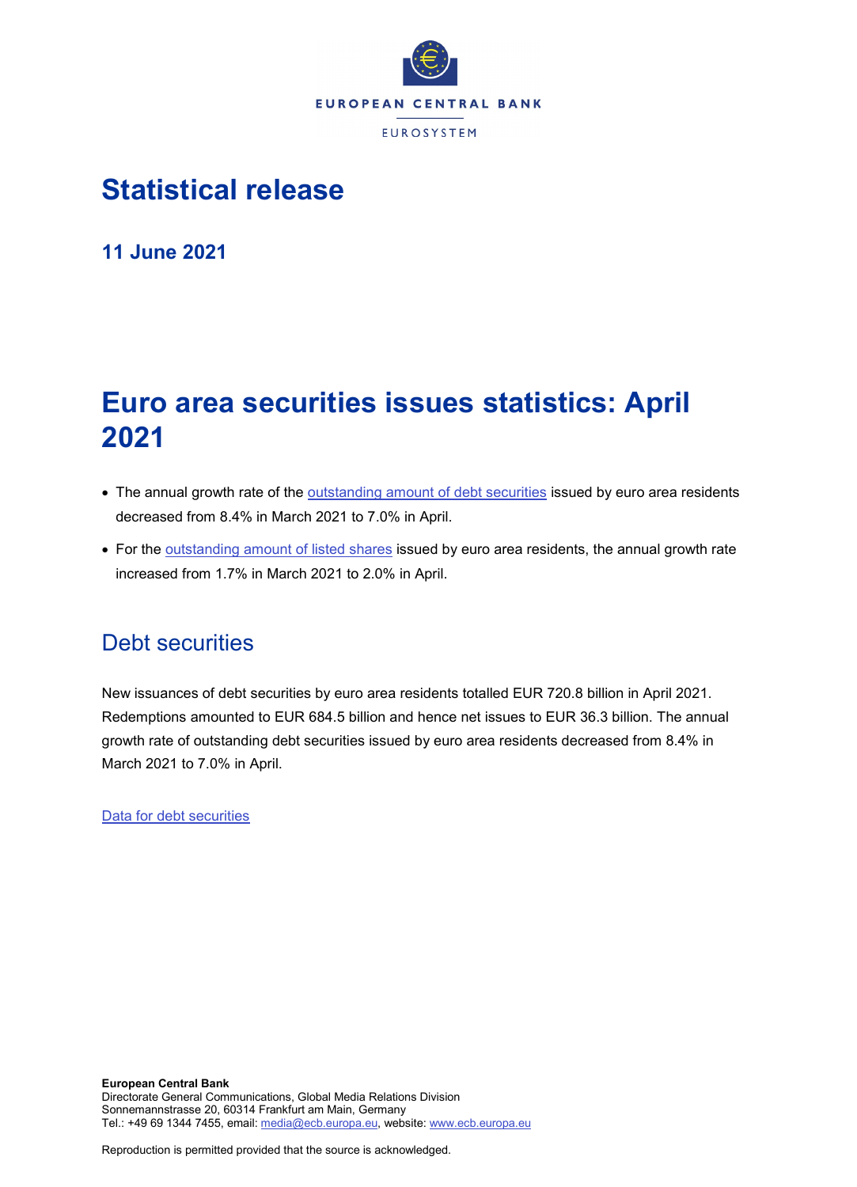# Statistical release

**11 June 2021**

# Euro area securities issues statistics: April 2021

- The annual growth rate of the outstanding amount of debt securities issued by euro area residents decreased from 8.4% in March 2021 to 7.0% in April.
- For the outstanding amount of listed shares issued by euro area residents, the annual growth rate increased from 1.7% in March 2021 to 2.0% in April.

## Debt securities

New issuances of debt securities by euro area residents totalled EUR 720.8 billion in April 2021. Redemptions amounted to EUR 684.5 billion and hence net issues to EUR 36.3 billion. The annual growth rate of outstanding debt securities issued by euro area residents decreased from 8.4% in March 2021 to 7.0% in April.

Data for debt securities

**European Central Bank**
Directorate General Communications, Global Media Relations Division
Sonnemannstrasse 20, 60314 Frankfurt am Main, Germany
Tel.: +49 69 1344 7455, email: media@ecb.europa.eu, website: www.ecb.europa.eu

Reproduction is permitted provided that the source is acknowledged.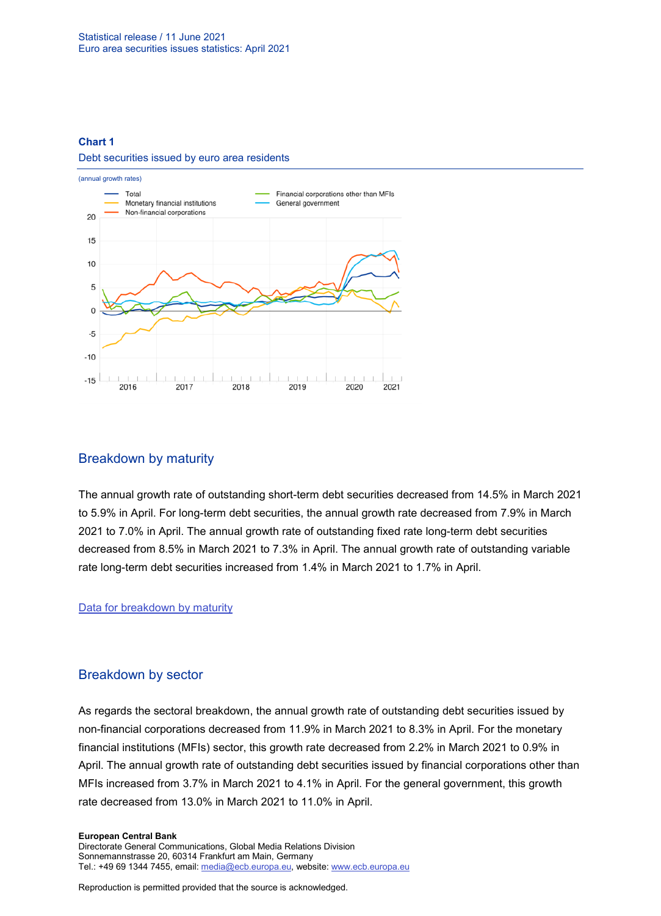**Chart 1**

Debt securities issued by euro area residents

(annual growth rates)

## Breakdown by maturity

The annual growth rate of outstanding short-term debt securities decreased from 14.5% in March 2021 to 5.9% in April. For long-term debt securities, the annual growth rate decreased from 7.9% in March 2021 to 7.0% in April. The annual growth rate of outstanding fixed rate long-term debt securities decreased from 8.5% in March 2021 to 7.3% in April. The annual growth rate of outstanding variable rate long-term debt securities increased from 1.4% in March 2021 to 1.7% in April.

Data for breakdown by maturity

## Breakdown by sector

As regards the sectoral breakdown, the annual growth rate of outstanding debt securities issued by non-financial corporations decreased from 11.9% in March 2021 to 8.3% in April. For the monetary financial institutions (MFIs) sector, this growth rate decreased from 2.2% in March 2021 to 0.9% in April. The annual growth rate of outstanding debt securities issued by financial corporations other than MFIs increased from 3.7% in March 2021 to 4.1% in April. For the general government, this growth rate decreased from 13.0% in March 2021 to 11.0% in April.

**European Central Bank**
Directorate General Communications, Global Media Relations Division
Sonnemannstrasse 20, 60314 Frankfurt am Main, Germany
Tel.: +49 69 1344 7455, email: media@ecb.europa.eu, website: www.ecb.europa.eu

Reproduction is permitted provided that the source is acknowledged.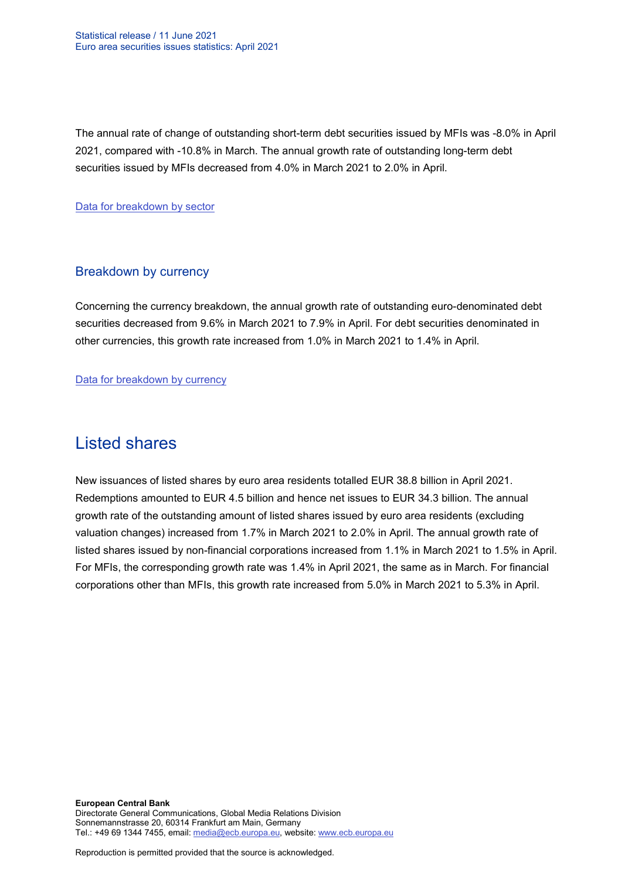The annual rate of change of outstanding short-term debt securities issued by MFIs was -8.0% in April 2021, compared with -10.8% in March. The annual growth rate of outstanding long-term debt securities issued by MFIs decreased from 4.0% in March 2021 to 2.0% in April.

Data for breakdown by sector

### Breakdown by currency

Concerning the currency breakdown, the annual growth rate of outstanding euro-denominated debt securities decreased from 9.6% in March 2021 to 7.9% in April. For debt securities denominated in other currencies, this growth rate increased from 1.0% in March 2021 to 1.4% in April.

Data for breakdown by currency

## Listed shares

New issuances of listed shares by euro area residents totalled EUR 38.8 billion in April 2021. Redemptions amounted to EUR 4.5 billion and hence net issues to EUR 34.3 billion. The annual growth rate of the outstanding amount of listed shares issued by euro area residents (excluding valuation changes) increased from 1.7% in March 2021 to 2.0% in April. The annual growth rate of listed shares issued by non-financial corporations increased from 1.1% in March 2021 to 1.5% in April. For MFIs, the corresponding growth rate was 1.4% in April 2021, the same as in March. For financial corporations other than MFIs, this growth rate increased from 5.0% in March 2021 to 5.3% in April.

**European Central Bank**
Directorate General Communications, Global Media Relations Division
Sonnemannstrasse 20, 60314 Frankfurt am Main, Germany
Tel.: +49 69 1344 7455, email: media@ecb.europa.eu, website: www.ecb.europa.eu

Reproduction is permitted provided that the source is acknowledged.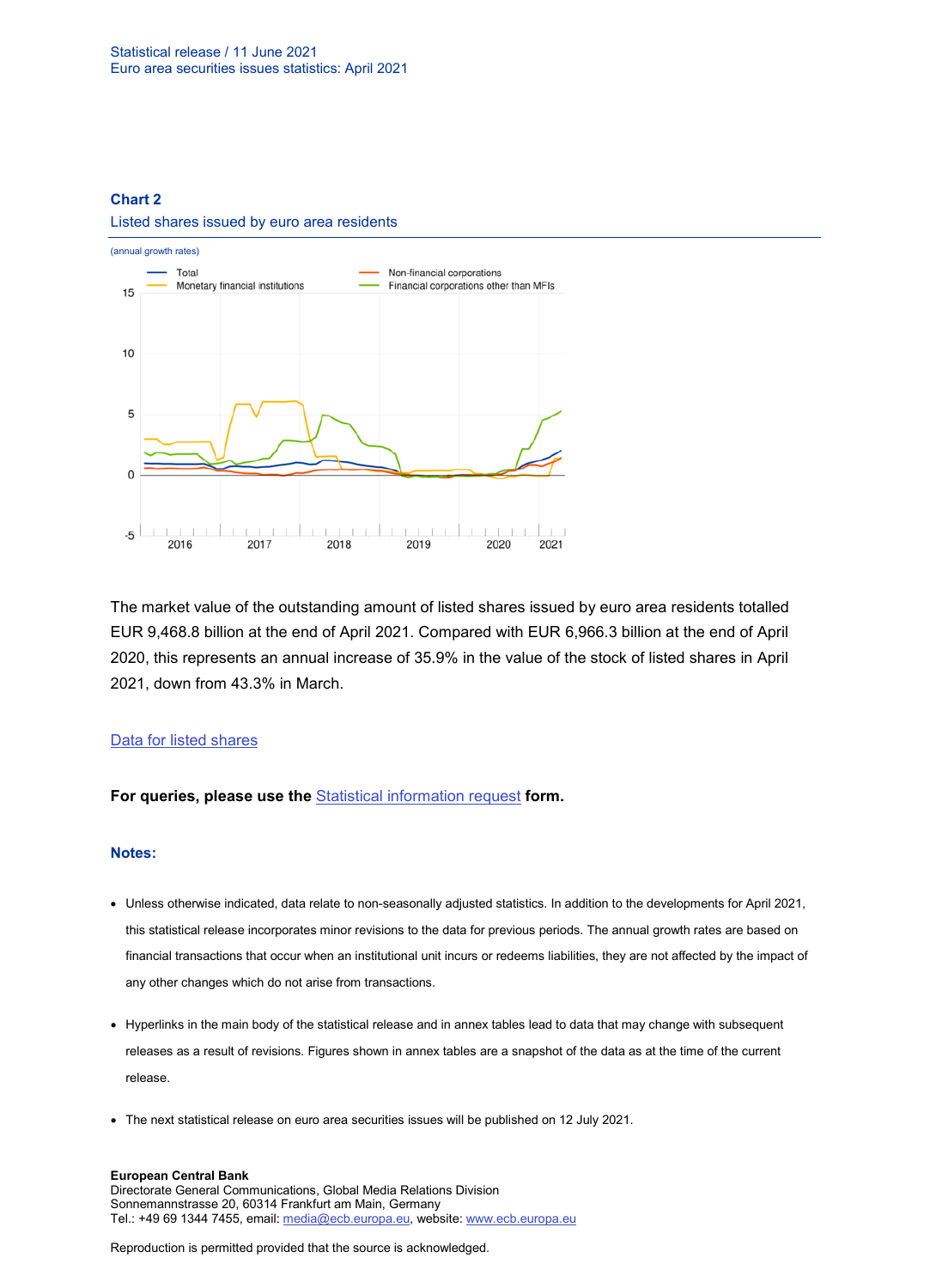**Chart 2**

Listed shares issued by euro area residents

(annual growth rates)

The market value of the outstanding amount of listed shares issued by euro area residents totalled EUR 9,468.8 billion at the end of April 2021. Compared with EUR 6,966.3 billion at the end of April 2020, this represents an annual increase of 35.9% in the value of the stock of listed shares in April 2021, down from 43.3% in March.

[Data for listed shares](#)

**For queries, please use the [Statistical information request](#) form.**

**Notes:**

- Unless otherwise indicated, data relate to non-seasonally adjusted statistics. In addition to the developments for April 2021, this statistical release incorporates minor revisions to the data for previous periods. The annual growth rates are based on financial transactions that occur when an institutional unit incurs or redeems liabilities, they are not affected by the impact of any other changes which do not arise from transactions.
- Hyperlinks in the main body of the statistical release and in annex tables lead to data that may change with subsequent releases as a result of revisions. Figures shown in annex tables are a snapshot of the data as at the time of the current release.
- The next statistical release on euro area securities issues will be published on 12 July 2021.

**European Central Bank**
Directorate General Communications, Global Media Relations Division
Sonnemannstrasse 20, 60314 Frankfurt am Main, Germany
Tel.: +49 69 1344 7455, email: media@ecb.europa.eu, website: www.ecb.europa.eu

Reproduction is permitted provided that the source is acknowledged.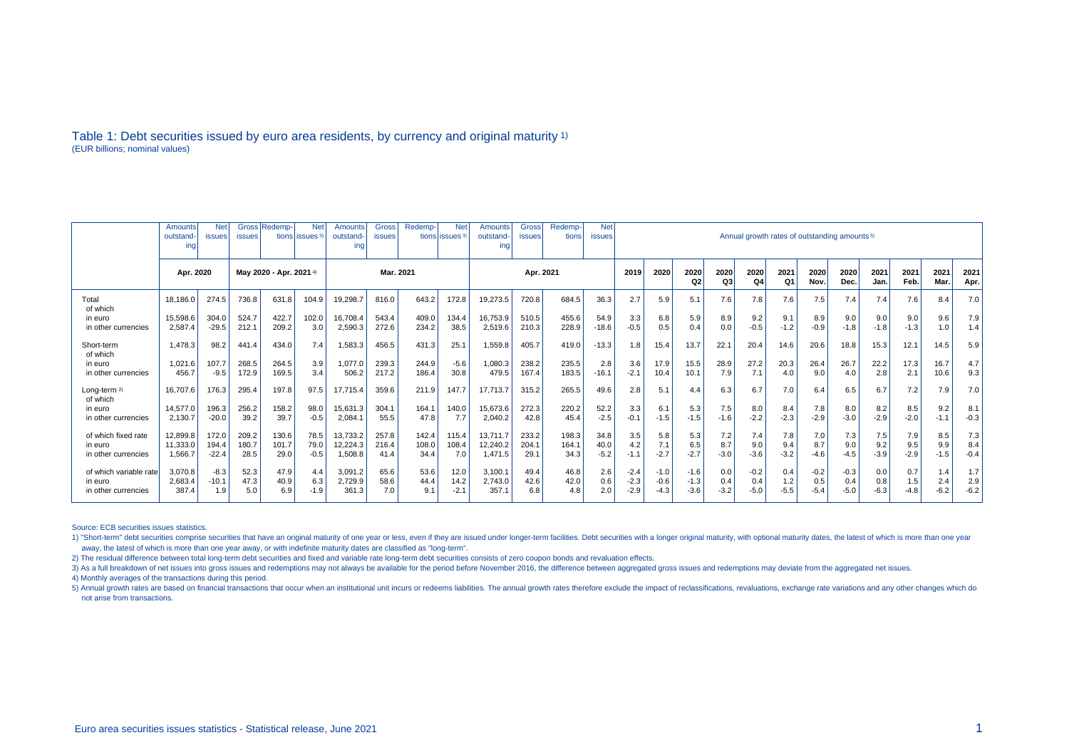## Table 1: Debt securities issued by euro area residents, by currency and original maturity 1)

(EUR billions; nominal values)

| | Amounts outstanding | Net issues | Gross issues | Redemptions | Net issues 3) | Amounts outstanding | Gross issues | Redemptions | Net issues 3) | Amounts outstanding | Gross issues | Redemptions | Net issues | Annual growth rates of outstanding amounts 5) | | | | | | | | | | | | |
|---|---|---|---|---|---|---|---|---|---|---|---|---|---|---|---|---|---|---|---|---|---|---|---|---|---|---|
| | Apr. 2020 | | May 2020 - Apr. 2021 4) | | | Mar. 2021 | | | | Apr. 2021 | | | | 2019 | 2020 | 2020 Q2 | 2020 Q3 | 2020 Q4 | 2021 Q1 | 2020 Nov. | 2020 Dec. | 2021 Jan. | 2021 Feb. | 2021 Mar. | 2021 Apr. |
| Total | 18,186.0 | 274.5 | 736.8 | 631.8 | 104.9 | 19,298.7 | 816.0 | 643.2 | 172.8 | 19,273.5 | 720.8 | 684.5 | 36.3 | 2.7 | 5.9 | 5.1 | 7.6 | 7.8 | 7.6 | 7.5 | 7.4 | 7.4 | 7.6 | 8.4 | 7.0 |
| of which | | | | | | | | | | | | | | | | | | | | | | | | | |
| in euro | 15,598.6 | 304.0 | 524.7 | 422.7 | 102.0 | 16,708.4 | 543.4 | 409.0 | 134.4 | 16,753.9 | 510.5 | 455.6 | 54.9 | 3.3 | 6.8 | 5.9 | 8.9 | 9.2 | 9.1 | 8.9 | 9.0 | 9.0 | 9.0 | 9.6 | 7.9 |
| in other currencies | 2,587.4 | -29.5 | 212.1 | 209.2 | 3.0 | 2,590.3 | 272.6 | 234.2 | 38.5 | 2,519.6 | 210.3 | 228.9 | -18.6 | -0.5 | 0.5 | 0.4 | 0.0 | -0.5 | -1.2 | -0.9 | -1.8 | -1.8 | -1.3 | 1.0 | 1.4 |
| Short-term | 1,478.3 | 98.2 | 441.4 | 434.0 | 7.4 | 1,583.3 | 456.5 | 431.3 | 25.1 | 1,559.8 | 405.7 | 419.0 | -13.3 | 1.8 | 15.4 | 13.7 | 22.1 | 20.4 | 14.6 | 20.6 | 18.8 | 15.3 | 12.1 | 14.5 | 5.9 |
| of which | | | | | | | | | | | | | | | | | | | | | | | | | |
| in euro | 1,021.6 | 107.7 | 268.5 | 264.5 | 3.9 | 1,077.0 | 239.3 | 244.9 | -5.6 | 1,080.3 | 238.2 | 235.5 | 2.8 | 3.6 | 17.9 | 15.5 | 28.9 | 27.2 | 20.3 | 26.4 | 26.7 | 22.2 | 17.3 | 16.7 | 4.7 |
| in other currencies | 456.7 | -9.5 | 172.9 | 169.5 | 3.4 | 506.2 | 217.2 | 186.4 | 30.8 | 479.5 | 167.4 | 183.5 | -16.1 | -2.1 | 10.4 | 10.1 | 7.9 | 7.1 | 4.0 | 9.0 | 4.0 | 2.8 | 2.1 | 10.6 | 9.3 |
| Long-term 2) | 16,707.6 | 176.3 | 295.4 | 197.8 | 97.5 | 17,715.4 | 359.6 | 211.9 | 147.7 | 17,713.7 | 315.2 | 265.5 | 49.6 | 2.8 | 5.1 | 4.4 | 6.3 | 6.7 | 7.0 | 6.4 | 6.5 | 6.7 | 7.2 | 7.9 | 7.0 |
| of which | | | | | | | | | | | | | | | | | | | | | | | | | |
| in euro | 14,577.0 | 196.3 | 256.2 | 158.2 | 98.0 | 15,631.3 | 304.1 | 164.1 | 140.0 | 15,673.6 | 272.3 | 220.2 | 52.2 | 3.3 | 6.1 | 5.3 | 7.5 | 8.0 | 8.4 | 7.8 | 8.0 | 8.2 | 8.5 | 9.2 | 8.1 |
| in other currencies | 2,130.7 | -20.0 | 39.2 | 39.7 | -0.5 | 2,084.1 | 55.5 | 47.8 | 7.7 | 2,040.2 | 42.8 | 45.4 | -2.5 | -0.1 | -1.5 | -1.5 | -1.6 | -2.2 | -2.3 | -2.9 | -3.0 | -2.9 | -2.0 | -1.1 | -0.3 |
| of which fixed rate | 12,899.8 | 172.0 | 209.2 | 130.6 | 78.5 | 13,733.2 | 257.8 | 142.4 | 115.4 | 13,711.7 | 233.2 | 198.3 | 34.8 | 3.5 | 5.8 | 5.3 | 7.2 | 7.4 | 7.8 | 7.0 | 7.3 | 7.5 | 7.9 | 8.5 | 7.3 |
| in euro | 11,333.0 | 194.4 | 180.7 | 101.7 | 79.0 | 12,224.3 | 216.4 | 108.0 | 108.4 | 12,240.2 | 204.1 | 164.1 | 40.0 | 4.2 | 7.1 | 6.5 | 8.7 | 9.0 | 9.4 | 8.7 | 9.0 | 9.2 | 9.5 | 9.9 | 8.4 |
| in other currencies | 1,566.7 | -22.4 | 28.5 | 29.0 | -0.5 | 1,508.8 | 41.4 | 34.4 | 7.0 | 1,471.5 | 29.1 | 34.3 | -5.2 | -1.1 | -2.7 | -2.7 | -3.0 | -3.6 | -3.2 | -4.6 | -4.5 | -3.9 | -2.9 | -1.5 | -0.4 |
| of which variable rate | 3,070.8 | -8.3 | 52.3 | 47.9 | 4.4 | 3,091.2 | 65.6 | 53.6 | 12.0 | 3,100.1 | 49.4 | 46.8 | 2.6 | -2.4 | -1.0 | -1.6 | 0.0 | -0.2 | 0.4 | -0.2 | -0.3 | 0.0 | 0.7 | 1.4 | 1.7 |
| in euro | 2,683.4 | -10.1 | 47.3 | 40.9 | 6.3 | 2,729.9 | 58.6 | 44.4 | 14.2 | 2,743.0 | 42.6 | 42.0 | 0.6 | -2.3 | -0.6 | -1.3 | 0.4 | 0.4 | 1.2 | 0.5 | 0.4 | 0.8 | 1.5 | 2.4 | 2.9 |
| in other currencies | 387.4 | 1.9 | 5.0 | 6.9 | -1.9 | 361.3 | 7.0 | 9.1 | -2.1 | 357.1 | 6.8 | 4.8 | 2.0 | -2.9 | -4.3 | -3.6 | -3.2 | -5.0 | -5.5 | -5.4 | -5.0 | -6.3 | -4.8 | -6.2 | -6.2 |

Source: ECB securities issues statistics.

1) "Short-term" debt securities comprise securities that have an original maturity of one year or less, even if they are issued under longer-term facilities. Debt securities with a longer original maturity, with optional maturity dates, the latest of which is more than one year away, the latest of which is more than one year away, or with indefinite maturity dates are classified as "long-term".

2) The residual difference between total long-term debt securities and fixed and variable rate long-term debt securities consists of zero coupon bonds and revaluation effects.

3) As a full breakdown of net issues into gross issues and redemptions may not always be available for the period before November 2016, the difference between aggregated gross issues and redemptions may deviate from the aggregated net issues.

4) Monthly averages of the transactions during this period.

5) Annual growth rates are based on financial transactions that occur when an institutional unit incurs or redeems liabilities. The annual growth rates therefore exclude the impact of reclassifications, revaluations, exchange rate variations and any other changes which do not arise from transactions.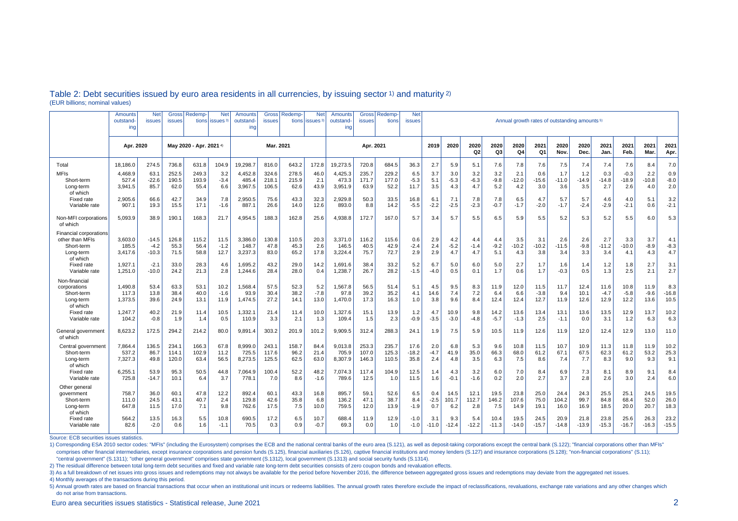## Table 2: Debt securities issued by euro area residents in all currencies, by issuing sector [1] and maturity [2]

(EUR billions; nominal values)

| | Amounts outstanding | Net issues | Gross issues | Redemptions | Net issues [3] | Amounts outstanding | Gross issues | Redemptions | Net issues [3] | Amounts outstanding | Gross issues | Redemptions | Net issues | Annual growth rates of outstanding amounts [5] | | | | | | | | | | | | |
|---|---|---|---|---|---|---|---|---|---|---|---|---|---|---|---|---|---|---|---|---|---|---|---|---|---|---|
| | Apr. 2020 | | May 2020 - Apr. 2021 [4] | | | Mar. 2021 | | | | Apr. 2021 | | | | 2019 | 2020 | 2020 Q2 | 2020 Q3 | 2020 Q4 | 2021 Q1 | 2020 Nov. | 2020 Dec. | 2021 Jan. | 2021 Feb. | 2021 Mar. | 2021 Apr. |
| Total | 18,186.0 | 274.5 | 736.8 | 631.8 | 104.9 | 19,298.7 | 816.0 | 643.2 | 172.8 | 19,273.5 | 720.8 | 684.5 | 36.3 | 2.7 | 5.9 | 5.1 | 7.6 | 7.8 | 7.6 | 7.5 | 7.4 | 7.4 | 7.6 | 8.4 | 7.0 |
| MFIs | 4,468.9 | 63.1 | 252.5 | 249.3 | 3.2 | 4,452.8 | 324.6 | 278.5 | 46.0 | 4,425.3 | 235.7 | 229.2 | 6.5 | 3.7 | 3.0 | 3.2 | 3.2 | 2.1 | 0.6 | 1.7 | 1.2 | 0.3 | -0.3 | 2.2 | 0.9 |
| Short-term | 527.4 | -22.6 | 190.5 | 193.9 | -3.4 | 485.4 | 218.1 | 215.9 | 2.1 | 473.3 | 171.7 | 177.0 | -5.3 | 5.1 | -5.3 | -6.3 | -9.8 | -12.0 | -15.6 | -11.0 | -14.9 | -14.8 | -18.9 | -10.8 | -8.0 |
| Long-term | 3,941.5 | 85.7 | 62.0 | 55.4 | 6.6 | 3,967.5 | 106.5 | 62.6 | 43.9 | 3,951.9 | 63.9 | 52.2 | 11.7 | 3.5 | 4.3 | 4.7 | 5.2 | 4.2 | 3.0 | 3.6 | 3.5 | 2.7 | 2.6 | 4.0 | 2.0 |
| of which | | | | | | | | | | | | | | | | | | | | | | | | | |
| Fixed rate | 2,905.6 | 66.6 | 42.7 | 34.9 | 7.8 | 2,950.5 | 75.6 | 43.3 | 32.3 | 2,929.8 | 50.3 | 33.5 | 16.8 | 6.1 | 7.1 | 7.8 | 7.8 | 6.5 | 4.7 | 5.7 | 5.7 | 4.6 | 4.0 | 5.1 | 3.2 |
| Variable rate | 907.1 | 19.3 | 15.5 | 17.1 | -1.6 | 887.1 | 26.6 | 14.0 | 12.6 | 893.0 | 8.8 | 14.2 | -5.5 | -2.2 | -2.5 | -2.3 | -0.7 | -1.7 | -2.0 | -1.7 | -2.4 | -2.9 | -2.1 | 0.6 | -2.1 |
| Non-MFI corporations | 5,093.9 | 38.9 | 190.1 | 168.3 | 21.7 | 4,954.5 | 188.3 | 162.8 | 25.6 | 4,938.8 | 172.7 | 167.0 | 5.7 | 3.4 | 5.7 | 5.5 | 6.5 | 5.9 | 5.5 | 5.2 | 5.3 | 5.2 | 5.5 | 6.0 | 5.3 |
| of which | | | | | | | | | | | | | | | | | | | | | | | | | |
| Financial corporations other than MFIs | 3,603.0 | -14.5 | 126.8 | 115.2 | 11.5 | 3,386.0 | 130.8 | 110.5 | 20.3 | 3,371.0 | 116.2 | 115.6 | 0.6 | 2.9 | 4.2 | 4.4 | 4.4 | 3.5 | 3.1 | 2.6 | 2.6 | 2.7 | 3.3 | 3.7 | 4.1 |
| Short-term | 185.5 | -4.2 | 55.3 | 56.4 | -1.2 | 148.7 | 47.8 | 45.3 | 2.6 | 146.5 | 40.5 | 42.9 | -2.4 | 2.4 | -5.2 | -1.4 | -9.2 | -10.2 | -10.2 | -11.5 | -9.8 | -11.2 | -10.0 | -8.9 | -8.3 |
| Long-term | 3,417.6 | -10.3 | 71.5 | 58.8 | 12.7 | 3,237.3 | 83.0 | 65.2 | 17.8 | 3,224.4 | 75.7 | 72.7 | 2.9 | 2.9 | 4.7 | 4.7 | 5.1 | 4.3 | 3.8 | 3.4 | 3.3 | 3.4 | 4.1 | 4.3 | 4.7 |
| of which | | | | | | | | | | | | | | | | | | | | | | | | | |
| Fixed rate | 1,927.1 | -2.1 | 33.0 | 28.3 | 4.6 | 1,695.2 | 43.2 | 29.0 | 14.2 | 1,691.6 | 38.4 | 33.2 | 5.2 | 6.7 | 5.0 | 6.0 | 5.0 | 2.7 | 1.7 | 1.6 | 1.4 | 1.2 | 1.8 | 2.7 | 3.1 |
| Variable rate | 1,251.0 | -10.0 | 24.2 | 21.3 | 2.8 | 1,244.6 | 28.4 | 28.0 | 0.4 | 1,238.7 | 26.7 | 28.2 | -1.5 | -4.0 | 0.5 | 0.1 | 1.7 | 0.6 | 1.7 | -0.3 | 0.5 | 1.3 | 2.5 | 2.1 | 2.7 |
| Non-financial corporations | 1,490.8 | 53.4 | 63.3 | 53.1 | 10.2 | 1,568.4 | 57.5 | 52.3 | 5.2 | 1,567.8 | 56.5 | 51.4 | 5.1 | 4.5 | 9.5 | 8.3 | 11.9 | 12.0 | 11.5 | 11.7 | 12.4 | 11.6 | 10.8 | 11.9 | 8.3 |
| Short-term | 117.3 | 13.8 | 38.4 | 40.0 | -1.6 | 93.9 | 30.4 | 38.2 | -7.8 | 97.8 | 39.2 | 35.2 | 4.1 | 14.6 | 7.4 | 7.2 | 6.4 | 6.6 | -3.8 | 9.4 | 10.1 | -4.7 | -5.8 | -9.6 | -16.8 |
| Long-term | 1,373.5 | 39.6 | 24.9 | 13.1 | 11.9 | 1,474.5 | 27.2 | 14.1 | 13.0 | 1,470.0 | 17.3 | 16.3 | 1.0 | 3.8 | 9.6 | 8.4 | 12.4 | 12.4 | 12.7 | 11.9 | 12.6 | 12.9 | 12.2 | 13.6 | 10.5 |
| of which | | | | | | | | | | | | | | | | | | | | | | | | | |
| Fixed rate | 1,247.7 | 40.2 | 21.9 | 11.4 | 10.5 | 1,332.1 | 21.4 | 11.4 | 10.0 | 1,327.6 | 15.1 | 13.9 | 1.2 | 4.7 | 10.9 | 9.8 | 14.2 | 13.6 | 13.4 | 13.1 | 13.6 | 13.5 | 12.9 | 13.7 | 10.2 |
| Variable rate | 104.2 | -0.8 | 1.9 | 1.4 | 0.5 | 110.9 | 3.3 | 2.1 | 1.3 | 109.4 | 1.5 | 2.3 | -0.9 | -3.5 | -3.0 | -4.8 | -5.7 | -1.3 | 2.5 | -1.1 | 0.0 | 3.1 | 1.2 | 6.3 | 6.3 |
| General government | 8,623.2 | 172.5 | 294.2 | 214.2 | 80.0 | 9,891.4 | 303.2 | 201.9 | 101.2 | 9,909.5 | 312.4 | 288.3 | 24.1 | 1.9 | 7.5 | 5.9 | 10.5 | 11.9 | 12.6 | 11.9 | 12.0 | 12.4 | 12.9 | 13.0 | 11.0 |
| of which | | | | | | | | | | | | | | | | | | | | | | | | | |
| Central government | 7,864.4 | 136.5 | 234.1 | 166.3 | 67.8 | 8,999.0 | 243.1 | 158.7 | 84.4 | 9,013.8 | 253.3 | 235.7 | 17.6 | 2.0 | 6.8 | 5.3 | 9.6 | 10.8 | 11.5 | 10.7 | 10.9 | 11.3 | 11.8 | 11.9 | 10.2 |
| Short-term | 537.2 | 86.7 | 114.1 | 102.9 | 11.2 | 725.5 | 117.6 | 96.2 | 21.4 | 705.9 | 107.0 | 125.3 | -18.2 | -4.7 | 41.9 | 35.0 | 66.3 | 68.0 | 61.2 | 67.1 | 67.5 | 62.3 | 61.2 | 53.2 | 25.3 |
| Long-term | 7,327.3 | 49.8 | 120.0 | 63.4 | 56.5 | 8,273.5 | 125.5 | 62.5 | 63.0 | 8,307.9 | 146.3 | 110.5 | 35.8 | 2.4 | 4.8 | 3.5 | 6.3 | 7.5 | 8.6 | 7.4 | 7.7 | 8.3 | 9.0 | 9.3 | 9.1 |
| of which | | | | | | | | | | | | | | | | | | | | | | | | | |
| Fixed rate | 6,255.1 | 53.9 | 95.3 | 50.5 | 44.8 | 7,064.9 | 100.4 | 52.2 | 48.2 | 7,074.3 | 117.4 | 104.9 | 12.5 | 1.4 | 4.3 | 3.2 | 6.0 | 7.0 | 8.4 | 6.9 | 7.3 | 8.1 | 8.9 | 9.1 | 8.4 |
| Variable rate | 725.8 | -14.7 | 10.1 | 6.4 | 3.7 | 778.1 | 7.0 | 8.6 | -1.6 | 789.6 | 12.5 | 1.0 | 11.5 | 1.6 | -0.1 | -1.6 | 0.2 | 2.0 | 2.7 | 3.7 | 2.8 | 2.6 | 3.0 | 2.4 | 6.0 |
| Other general government | 758.7 | 36.0 | 60.1 | 47.8 | 12.2 | 892.4 | 60.1 | 43.3 | 16.8 | 895.7 | 59.1 | 52.6 | 6.5 | 0.4 | 14.5 | 12.1 | 19.5 | 23.8 | 25.0 | 24.4 | 24.3 | 25.5 | 25.1 | 24.5 | 19.5 |
| Short-term | 111.0 | 24.5 | 43.1 | 40.7 | 2.4 | 129.8 | 42.6 | 35.8 | 6.8 | 136.2 | 47.1 | 38.7 | 8.4 | -2.5 | 101.7 | 112.7 | 146.2 | 107.6 | 75.0 | 104.2 | 99.7 | 84.8 | 68.4 | 52.0 | 26.0 |
| Long-term | 647.8 | 11.5 | 17.0 | 7.1 | 9.8 | 762.6 | 17.5 | 7.5 | 10.0 | 759.5 | 12.0 | 13.9 | -1.9 | 0.7 | 6.2 | 2.8 | 7.5 | 14.9 | 19.1 | 16.0 | 16.9 | 18.5 | 20.0 | 20.7 | 18.3 |
| of which | | | | | | | | | | | | | | | | | | | | | | | | | |
| Fixed rate | 564.2 | 13.5 | 16.3 | 5.5 | 10.8 | 690.5 | 17.2 | 6.5 | 10.7 | 688.4 | 11.9 | 12.9 | -1.0 | 3.1 | 9.3 | 5.4 | 10.4 | 19.5 | 24.5 | 20.9 | 21.8 | 23.8 | 25.6 | 26.3 | 23.2 |
| Variable rate | 82.6 | -2.0 | 0.6 | 1.6 | -1.1 | 70.5 | 0.3 | 0.9 | -0.7 | 69.3 | 0.0 | 1.0 | -1.0 | -11.0 | -12.4 | -12.2 | -11.3 | -14.0 | -15.7 | -14.8 | -13.9 | -15.3 | -16.7 | -16.3 | -15.5 |

Source: ECB securities issues statistics.

1) Corresponding ESA 2010 sector codes: "MFIs" (including the Eurosystem) comprises the ECB and the national central banks of the euro area (S.121), as well as deposit-taking corporations except the central bank (S.122); "financial corporations other than MFIs" comprises other financial intermediaries, except insurance corporations and pension funds (S.125), financial auxiliaries (S.126), captive financial institutions and money lenders (S.127) and insurance corporations (S.128); "non-financial corporations" (S.11); "central government" (S.1311); "other general government" comprises state government (S.1312), local government (S.1313) and social security funds (S.1314).

2) The residual difference between total long-term debt securities and fixed and variable rate long-term debt securities consists of zero coupon bonds and revaluation effects.

3) As a full breakdown of net issues into gross issues and redemptions may not always be available for the period before November 2016, the difference between aggregated gross issues and redemptions may deviate from the aggregated net issues.

4) Monthly averages of the transactions during this period.

5) Annual growth rates are based on financial transactions that occur when an institutional unit incurs or redeems liabilities. The annual growth rates therefore exclude the impact of reclassifications, revaluations, exchange rate variations and any other changes which do not arise from transactions.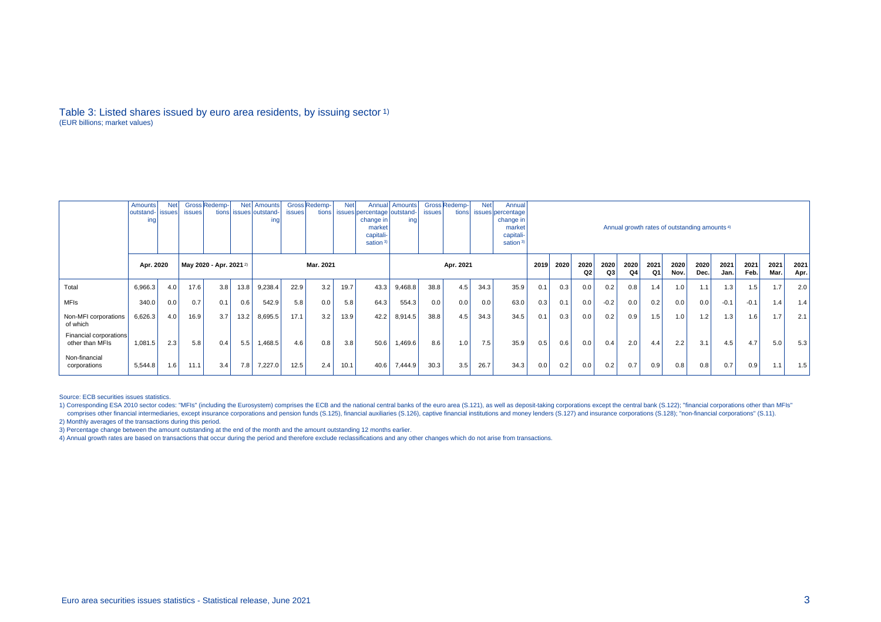# Table 3: Listed shares issued by euro area residents, by issuing sector 1)

(EUR billions; market values)

| | Amounts outstanding | Net issues | Gross issues | Redemptions | Net issues | Amounts outstanding | Gross issues | Redemptions | Net issues | Annual percentage change in market capitalisation 3) | Amounts outstanding | Gross issues | Redemptions | Net issues | Annual percentage change in market capitalisation 3) | Annual growth rates of outstanding amounts 4) | | | | | | | | | | | |
|---|---|---|---|---|---|---|---|---|---|---|---|---|---|---|---|---|---|---|---|---|---|---|---|---|---|---|---|
| | Apr. 2020 | | May 2020 - Apr. 2021 2) | | | Mar. 2021 | | | | | Apr. 2021 | | | | | 2019 | 2020 | 2020 Q2 | 2020 Q3 | 2020 Q4 | 2021 Q1 | 2020 Nov. | 2020 Dec. | 2021 Jan. | 2021 Feb. | 2021 Mar. | 2021 Apr. |
| Total | 6,966.3 | 4.0 | 17.6 | 3.8 | 13.8 | 9,238.4 | 22.9 | 3.2 | 19.7 | 43.3 | 9,468.8 | 38.8 | 4.5 | 34.3 | 35.9 | 0.1 | 0.3 | 0.0 | 0.2 | 0.8 | 1.4 | 1.0 | 1.1 | 1.3 | 1.5 | 1.7 | 2.0 |
| MFIs | 340.0 | 0.0 | 0.7 | 0.1 | 0.6 | 542.9 | 5.8 | 0.0 | 5.8 | 64.3 | 554.3 | 0.0 | 0.0 | 0.0 | 63.0 | 0.3 | 0.1 | 0.0 | -0.2 | 0.0 | 0.2 | 0.0 | 0.0 | -0.1 | -0.1 | 1.4 | 1.4 |
| Non-MFI corporations of which | 6,626.3 | 4.0 | 16.9 | 3.7 | 13.2 | 8,695.5 | 17.1 | 3.2 | 13.9 | 42.2 | 8,914.5 | 38.8 | 4.5 | 34.3 | 34.5 | 0.1 | 0.3 | 0.0 | 0.2 | 0.9 | 1.5 | 1.0 | 1.2 | 1.3 | 1.6 | 1.7 | 2.1 |
| Financial corporations other than MFIs | 1,081.5 | 2.3 | 5.8 | 0.4 | 5.5 | 1,468.5 | 4.6 | 0.8 | 3.8 | 50.6 | 1,469.6 | 8.6 | 1.0 | 7.5 | 35.9 | 0.5 | 0.6 | 0.0 | 0.4 | 2.0 | 4.4 | 2.2 | 3.1 | 4.5 | 4.7 | 5.0 | 5.3 |
| Non-financial corporations | 5,544.8 | 1.6 | 11.1 | 3.4 | 7.8 | 7,227.0 | 12.5 | 2.4 | 10.1 | 40.6 | 7,444.9 | 30.3 | 3.5 | 26.7 | 34.3 | 0.0 | 0.2 | 0.0 | 0.2 | 0.7 | 0.9 | 0.8 | 0.8 | 0.7 | 0.9 | 1.1 | 1.5 |

Source: ECB securities issues statistics.

1) Corresponding ESA 2010 sector codes: "MFIs" (including the Eurosystem) comprises the ECB and the national central banks of the euro area (S.121), as well as deposit-taking corporations except the central bank (S.122); "financial corporations other than MFIs" comprises other financial intermediaries, except insurance corporations and pension funds (S.125), financial auxiliaries (S.126), captive financial institutions and money lenders (S.127) and insurance corporations (S.128); "non-financial corporations" (S.11).

2) Monthly averages of the transactions during this period.

3) Percentage change between the amount outstanding at the end of the month and the amount outstanding 12 months earlier.

4) Annual growth rates are based on transactions that occur during the period and therefore exclude reclassifications and any other changes which do not arise from transactions.